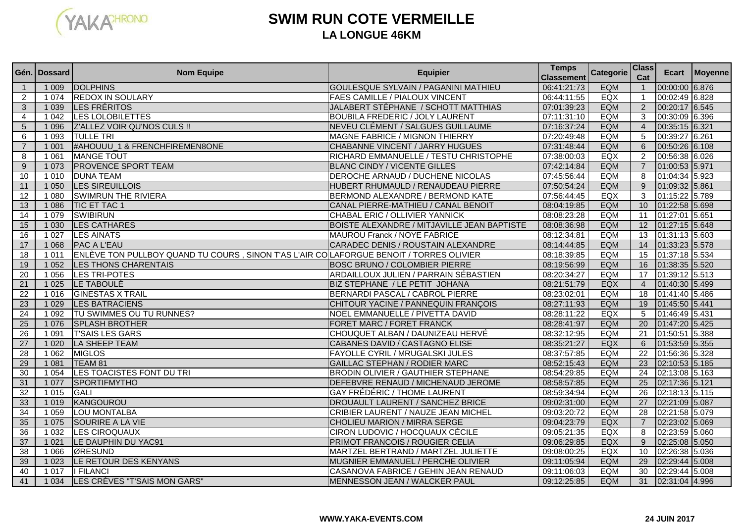# SWIM RUN COTE VERMEILLE

## LA LONGUE 46KM

| Gén. | Dossard | Nom Equipe | Equipier | Temps Classement | Categorie | Class Cat | Ecart | Moyenne |
|---|---|---|---|---|---|---|---|---|
| 1 | 1 009 | DOLPHINS | GOULESQUE SYLVAIN / PAGANINI MATHIEU | 06:41:21:73 | EQM | 1 | 00:00:00 | 6.876 |
| 2 | 1 074 | REDOX IN SOULARY | FAES CAMILLE / PIALOUX VINCENT | 06:44:11:55 | EQX | 1 | 00:02:49 | 6.828 |
| 3 | 1 039 | LES FRÉRITOS | JALABERT STÉPHANE / SCHOTT MATTHIAS | 07:01:39:23 | EQM | 2 | 00:20:17 | 6.545 |
| 4 | 1 042 | LES LOLOBILETTES | BOUBILA FREDERIC / JOLY LAURENT | 07:11:31:10 | EQM | 3 | 00:30:09 | 6.396 |
| 5 | 1 096 | Z'ALLEZ VOIR QU'NOS CULS !! | NEVEU CLÉMENT / SALGUES GUILLAUME | 07:16:37:24 | EQM | 4 | 00:35:15 | 6.321 |
| 6 | 1 093 | TULLE TRI | MAGNE FABRICE / MIGNON THIERRY | 07:20:49:48 | EQM | 5 | 00:39:27 | 6.261 |
| 7 | 1 001 | #AHOUUU_1 & FRENCHFIREMEN8ONE | CHABANNE VINCENT / JARRY HUGUES | 07:31:48:44 | EQM | 6 | 00:50:26 | 6.108 |
| 8 | 1 061 | MANGE TOUT | RICHARD EMMANUELLE / TESTU CHRISTOPHE | 07:38:00:03 | EQX | 2 | 00:56:38 | 6.026 |
| 9 | 1 073 | PROVENCE SPORT TEAM | BLANC CINDY / VICENTE GILLES | 07:42:14:84 | EQM | 7 | 01:00:53 | 5.971 |
| 10 | 1 010 | DUNA TEAM | DEROCHE ARNAUD / DUCHENE NICOLAS | 07:45:56:44 | EQM | 8 | 01:04:34 | 5.923 |
| 11 | 1 050 | LES SIREUILLOIS | HUBERT RHUMAULD / RENAUDEAU PIERRE | 07:50:54:24 | EQM | 9 | 01:09:32 | 5.861 |
| 12 | 1 080 | SWIMRUN THE RIVIERA | BERMOND ALEXANDRE / BERMOND KATE | 07:56:44:45 | EQX | 3 | 01:15:22 | 5.789 |
| 13 | 1 086 | TIC ET TAC 1 | CANAL PIERRE-MATHIEU / CANAL BENOIT | 08:04:19:85 | EQM | 10 | 01:22:58 | 5.698 |
| 14 | 1 079 | SWIBIRUN | CHABAL ERIC / OLLIVIER YANNICK | 08:08:23:28 | EQM | 11 | 01:27:01 | 5.651 |
| 15 | 1 030 | LES CATHARES | BOISTE ALEXANDRE / MITJAVILLE JEAN BAPTISTE | 08:08:36:98 | EQM | 12 | 01:27:15 | 5.648 |
| 16 | 1 027 | LES AINATS | MAUROU Franck / NOYE FABRICE | 08:12:34:81 | EQM | 13 | 01:31:13 | 5.603 |
| 17 | 1 068 | PAC A L'EAU | CARADEC DENIS / ROUSTAIN ALEXANDRE | 08:14:44:85 | EQM | 14 | 01:33:23 | 5.578 |
| 18 | 1 011 | ENLÈVE TON PULLBOY QUAND TU COURS , SINON T'AS L'AIR CO | LAFORGUE BENOIT / TORRES OLIVIER | 08:18:39:85 | EQM | 15 | 01:37:18 | 5.534 |
| 19 | 1 052 | LES THONS CHARENTAIS | BOSC BRUNO / COLOMBIER PIERRE | 08:19:56:99 | EQM | 16 | 01:38:35 | 5.520 |
| 20 | 1 056 | LES TRI-POTES | ARDAILLOUX JULIEN / PARRAIN SÉBASTIEN | 08:20:34:27 | EQM | 17 | 01:39:12 | 5.513 |
| 21 | 1 025 | LE TABOULÉ | BIZ STEPHANE / LE PETIT JOHANA | 08:21:51:79 | EQX | 4 | 01:40:30 | 5.499 |
| 22 | 1 016 | GINESTAS X TRAIL | BERNARDI PASCAL / CABROL PIERRE | 08:23:02:01 | EQM | 18 | 01:41:40 | 5.486 |
| 23 | 1 029 | LES BATRACIENS | CHITOUR YACINE / PANNEQUIN FRANÇOIS | 08:27:11:93 | EQM | 19 | 01:45:50 | 5.441 |
| 24 | 1 092 | TU SWIMMES OU TU RUNNES? | NOEL EMMANUELLE / PIVETTA DAVID | 08:28:11:22 | EQX | 5 | 01:46:49 | 5.431 |
| 25 | 1 076 | SPLASH BROTHER | FORET MARC / FORET FRANCK | 08:28:41:97 | EQM | 20 | 01:47:20 | 5.425 |
| 26 | 1 091 | T'SAIS LES GARS | CHOUQUET ALBAN / DAUNIZEAU HERVÉ | 08:32:12:95 | EQM | 21 | 01:50:51 | 5.388 |
| 27 | 1 020 | LA SHEEP TEAM | CABANES DAVID / CASTAGNO ELISE | 08:35:21:27 | EQX | 6 | 01:53:59 | 5.355 |
| 28 | 1 062 | MIGLOS | FAYOLLE CYRIL / MRUGALSKI JULES | 08:37:57:85 | EQM | 22 | 01:56:36 | 5.328 |
| 29 | 1 081 | TEAM 81 | GAILLAC STEPHAN / RODIER MARC | 08:52:15:43 | EQM | 23 | 02:10:53 | 5.185 |
| 30 | 1 054 | LES TOACISTES FONT DU TRI | BRODIN OLIVIER / GAUTHIER STEPHANE | 08:54:29:85 | EQM | 24 | 02:13:08 | 5.163 |
| 31 | 1 077 | SPORTIFMYTHO | DEFEBVRE RENAUD / MICHENAUD JEROME | 08:58:57:85 | EQM | 25 | 02:17:36 | 5.121 |
| 32 | 1 015 | GALI | GAY FRÉDÉRIC / THOME LAURENT | 08:59:34:94 | EQM | 26 | 02:18:13 | 5.115 |
| 33 | 1 019 | KANGOUROU | DROUAULT LAURENT / SANCHEZ BRICE | 09:02:31:00 | EQM | 27 | 02:21:09 | 5.087 |
| 34 | 1 059 | LOU MONTALBA | CRIBIER LAURENT / NAUZE JEAN MICHEL | 09:03:20:72 | EQM | 28 | 02:21:58 | 5.079 |
| 35 | 1 075 | SOURIRE A LA VIE | CHOLIEU MARION / MIRRA SERGE | 09:04:23:79 | EQX | 7 | 02:23:02 | 5.069 |
| 36 | 1 032 | LES CIROQUAUX | CIRON LUDOVIC / HOCQUAUX CÉCILE | 09:05:21:35 | EQX | 8 | 02:23:59 | 5.060 |
| 37 | 1 021 | LE DAUPHIN DU YAC91 | PRIMOT FRANCOIS / ROUGIER CELIA | 09:06:29:85 | EQX | 9 | 02:25:08 | 5.050 |
| 38 | 1 066 | ØRESUND | MARTZEL BERTRAND / MARTZEL JULIETTE | 09:08:00:25 | EQX | 10 | 02:26:38 | 5.036 |
| 39 | 1 023 | LE RETOUR DES KENYANS | MUGNIER EMMANUEL / PERCHE OLIVIER | 09:11:05:94 | EQM | 29 | 02:29:44 | 5.008 |
| 40 | 1 017 | I FILANCI | CASANOVA FABRICE / GEHIN JEAN RENAUD | 09:11:06:03 | EQM | 30 | 02:29:44 | 5.008 |
| 41 | 1 034 | LES CRÈVES "T'SAIS MON GARS" | MENNESSON JEAN / WALCKER PAUL | 09:12:25:85 | EQM | 31 | 02:31:04 | 4.996 |

WWW.YAKA-EVENTS.COM

24 JUIN 2017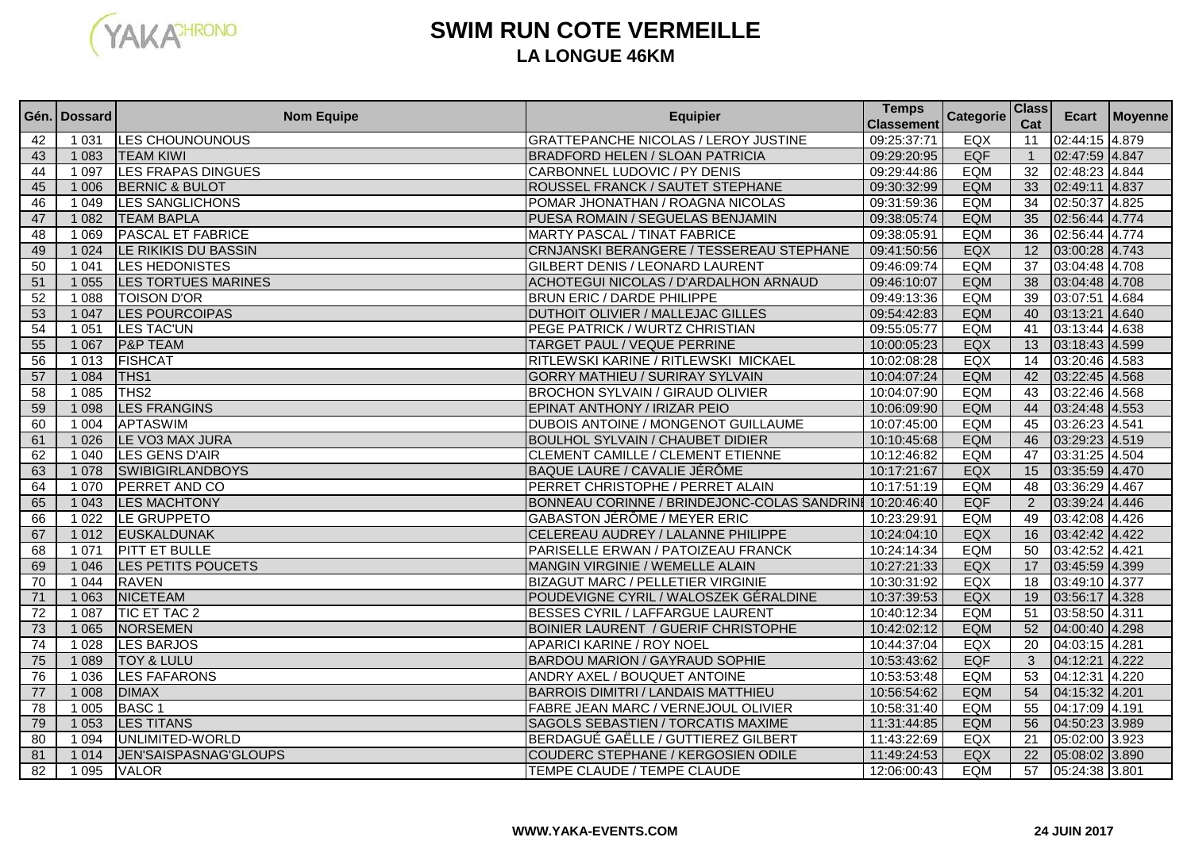# SWIM RUN COTE VERMEILLE

## LA LONGUE 46KM

| Gén. | Dossard | Nom Equipe | Equipier | Temps Classement | Categorie | Class Cat | Ecart | Moyenne |
|---|---|---|---|---|---|---|---|---|
| 42 | 1 031 | LES CHOUNOUNOUS | GRATTEPANCHE NICOLAS / LEROY JUSTINE | 09:25:37:71 | EQX | 11 | 02:44:15 | 4.879 |
| 43 | 1 083 | TEAM KIWI | BRADFORD HELEN / SLOAN PATRICIA | 09:29:20:95 | EQF | 1 | 02:47:59 | 4.847 |
| 44 | 1 097 | LES FRAPAS DINGUES | CARBONNEL LUDOVIC / PY DENIS | 09:29:44:86 | EQM | 32 | 02:48:23 | 4.844 |
| 45 | 1 006 | BERNIC & BULOT | ROUSSEL FRANCK / SAUTET STEPHANE | 09:30:32:99 | EQM | 33 | 02:49:11 | 4.837 |
| 46 | 1 049 | LES SANGLICHONS | POMAR JHONATHAN / ROAGNA NICOLAS | 09:31:59:36 | EQM | 34 | 02:50:37 | 4.825 |
| 47 | 1 082 | TEAM BAPLA | PUESA ROMAIN / SEGUELAS BENJAMIN | 09:38:05:74 | EQM | 35 | 02:56:44 | 4.774 |
| 48 | 1 069 | PASCAL ET FABRICE | MARTY PASCAL / TINAT FABRICE | 09:38:05:91 | EQM | 36 | 02:56:44 | 4.774 |
| 49 | 1 024 | LE RIKIKIS DU BASSIN | CRNJANSKI BERANGERE / TESSEREAU STEPHANE | 09:41:50:56 | EQX | 12 | 03:00:28 | 4.743 |
| 50 | 1 041 | LES HEDONISTES | GILBERT DENIS / LEONARD LAURENT | 09:46:09:74 | EQM | 37 | 03:04:48 | 4.708 |
| 51 | 1 055 | LES TORTUES MARINES | ACHOTEGUI NICOLAS / D'ARDALHON ARNAUD | 09:46:10:07 | EQM | 38 | 03:04:48 | 4.708 |
| 52 | 1 088 | TOISON D'OR | BRUN ERIC / DARDE PHILIPPE | 09:49:13:36 | EQM | 39 | 03:07:51 | 4.684 |
| 53 | 1 047 | LES POURCOIPAS | DUTHOIT OLIVIER / MALLEJAC GILLES | 09:54:42:83 | EQM | 40 | 03:13:21 | 4.640 |
| 54 | 1 051 | LES TAC'UN | PEGE PATRICK / WURTZ CHRISTIAN | 09:55:05:77 | EQM | 41 | 03:13:44 | 4.638 |
| 55 | 1 067 | P&P TEAM | TARGET PAUL / VEQUE PERRINE | 10:00:05:23 | EQX | 13 | 03:18:43 | 4.599 |
| 56 | 1 013 | FISHCAT | RITLEWSKI KARINE / RITLEWSKI MICKAEL | 10:02:08:28 | EQX | 14 | 03:20:46 | 4.583 |
| 57 | 1 084 | THS1 | GORRY MATHIEU / SURIRAY SYLVAIN | 10:04:07:24 | EQM | 42 | 03:22:45 | 4.568 |
| 58 | 1 085 | THS2 | BROCHON SYLVAIN / GIRAUD OLIVIER | 10:04:07:90 | EQM | 43 | 03:22:46 | 4.568 |
| 59 | 1 098 | LES FRANGINS | EPINAT ANTHONY / IRIZAR PEIO | 10:06:09:90 | EQM | 44 | 03:24:48 | 4.553 |
| 60 | 1 004 | APTASWIM | DUBOIS ANTOINE / MONGENOT GUILLAUME | 10:07:45:00 | EQM | 45 | 03:26:23 | 4.541 |
| 61 | 1 026 | LE VO3 MAX JURA | BOULHOL SYLVAIN / CHAUBET DIDIER | 10:10:45:68 | EQM | 46 | 03:29:23 | 4.519 |
| 62 | 1 040 | LES GENS D'AIR | CLEMENT CAMILLE / CLEMENT ETIENNE | 10:12:46:82 | EQM | 47 | 03:31:25 | 4.504 |
| 63 | 1 078 | SWIBIGIRLANDBOYS | BAQUE LAURE / CAVALIE JÉRÔME | 10:17:21:67 | EQX | 15 | 03:35:59 | 4.470 |
| 64 | 1 070 | PERRET AND CO | PERRET CHRISTOPHE / PERRET ALAIN | 10:17:51:19 | EQM | 48 | 03:36:29 | 4.467 |
| 65 | 1 043 | LES MACHTONY | BONNEAU CORINNE / BRINDEJONC-COLAS SANDRINE | 10:20:46:40 | EQF | 2 | 03:39:24 | 4.446 |
| 66 | 1 022 | LE GRUPPETO | GABASTON JÉRÔME / MEYER ERIC | 10:23:29:91 | EQM | 49 | 03:42:08 | 4.426 |
| 67 | 1 012 | EUSKALDUNAK | CELEREAU AUDREY / LALANNE PHILIPPE | 10:24:04:10 | EQX | 16 | 03:42:42 | 4.422 |
| 68 | 1 071 | PITT ET BULLE | PARISELLE ERWAN / PATOIZEAU FRANCK | 10:24:14:34 | EQM | 50 | 03:42:52 | 4.421 |
| 69 | 1 046 | LES PETITS POUCETS | MANGIN VIRGINIE / WEMELLE ALAIN | 10:27:21:33 | EQX | 17 | 03:45:59 | 4.399 |
| 70 | 1 044 | RAVEN | BIZAGUT MARC / PELLETIER VIRGINIE | 10:30:31:92 | EQX | 18 | 03:49:10 | 4.377 |
| 71 | 1 063 | NICETEAM | POUDEVIGNE CYRIL / WALOSZEK GÉRALDINE | 10:37:39:53 | EQX | 19 | 03:56:17 | 4.328 |
| 72 | 1 087 | TIC ET TAC 2 | BESSES CYRIL / LAFFARGUE LAURENT | 10:40:12:34 | EQM | 51 | 03:58:50 | 4.311 |
| 73 | 1 065 | NORSEMEN | BOINIER LAURENT / GUERIF CHRISTOPHE | 10:42:02:12 | EQM | 52 | 04:00:40 | 4.298 |
| 74 | 1 028 | LES BARJOS | APARICI KARINE / ROY NOEL | 10:44:37:04 | EQX | 20 | 04:03:15 | 4.281 |
| 75 | 1 089 | TOY & LULU | BARDOU MARION / GAYRAUD SOPHIE | 10:53:43:62 | EQF | 3 | 04:12:21 | 4.222 |
| 76 | 1 036 | LES FAFARONS | ANDRY AXEL / BOUQUET ANTOINE | 10:53:53:48 | EQM | 53 | 04:12:31 | 4.220 |
| 77 | 1 008 | DIMAX | BARROIS DIMITRI / LANDAIS MATTHIEU | 10:56:54:62 | EQM | 54 | 04:15:32 | 4.201 |
| 78 | 1 005 | BASC 1 | FABRE JEAN MARC / VERNEJOUL OLIVIER | 10:58:31:40 | EQM | 55 | 04:17:09 | 4.191 |
| 79 | 1 053 | LES TITANS | SAGOLS SEBASTIEN / TORCATIS MAXIME | 11:31:44:85 | EQM | 56 | 04:50:23 | 3.989 |
| 80 | 1 094 | UNLIMITED-WORLD | BERDAGUÉ GAËLLE / GUTTIEREZ GILBERT | 11:43:22:69 | EQX | 21 | 05:02:00 | 3.923 |
| 81 | 1 014 | JEN'SAISPASNAG'GLOUPS | COUDERC STEPHANE / KERGOSIEN ODILE | 11:49:24:53 | EQX | 22 | 05:08:02 | 3.890 |
| 82 | 1 095 | VALOR | TEMPE CLAUDE / TEMPE CLAUDE | 12:06:00:43 | EQM | 57 | 05:24:38 | 3.801 |

WWW.YAKA-EVENTS.COM

24 JUIN 2017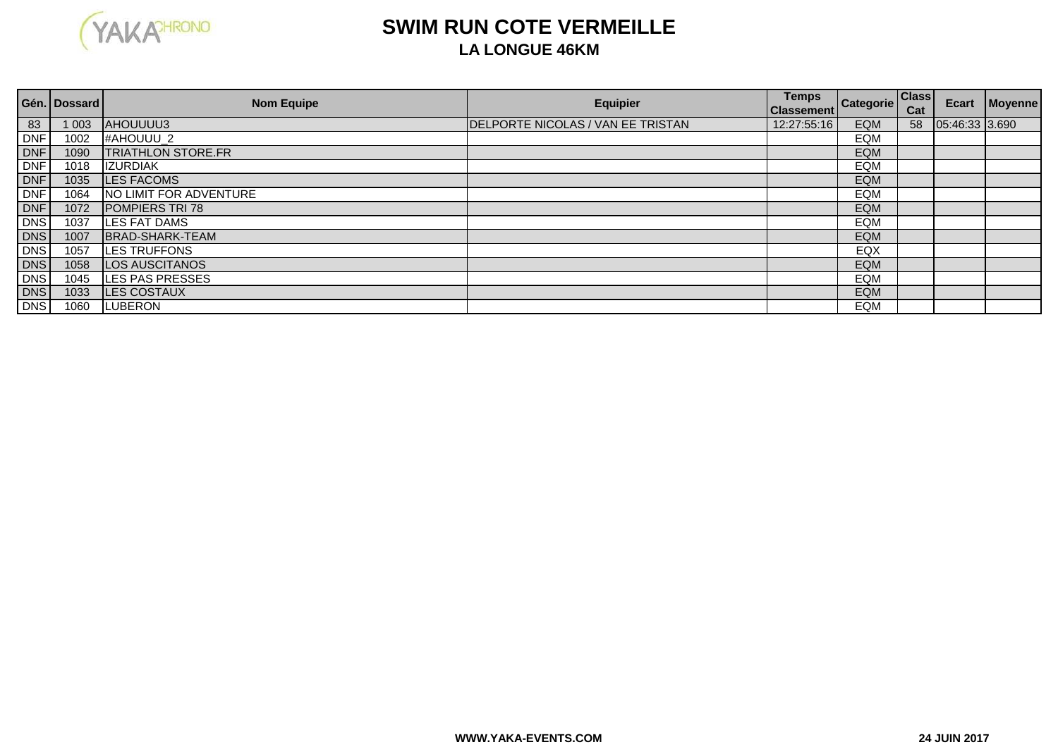# SWIM RUN COTE VERMEILLE

## LA LONGUE 46KM

| Gén. | Dossard | Nom Equipe | Equipier | Temps Classement | Categorie | Class Cat | Ecart | Moyenne |
|---|---|---|---|---|---|---|---|---|
| 83 | 1 003 | AHOUUUU3 | DELPORTE NICOLAS / VAN EE TRISTAN | 12:27:55:16 | EQM | 58 | 05:46:33 | 3.690 |
| DNF | 1002 | #AHOUUU_2 | | | EQM | | | |
| DNF | 1090 | TRIATHLON STORE.FR | | | EQM | | | |
| DNF | 1018 | IZURDIAK | | | EQM | | | |
| DNF | 1035 | LES FACOMS | | | EQM | | | |
| DNF | 1064 | NO LIMIT FOR ADVENTURE | | | EQM | | | |
| DNF | 1072 | POMPIERS TRI 78 | | | EQM | | | |
| DNS | 1037 | LES FAT DAMS | | | EQM | | | |
| DNS | 1007 | BRAD-SHARK-TEAM | | | EQM | | | |
| DNS | 1057 | LES TRUFFONS | | | EQX | | | |
| DNS | 1058 | LOS AUSCITANOS | | | EQM | | | |
| DNS | 1045 | LES PAS PRESSES | | | EQM | | | |
| DNS | 1033 | LES COSTAUX | | | EQM | | | |
| DNS | 1060 | LUBERON | | | EQM | | | |